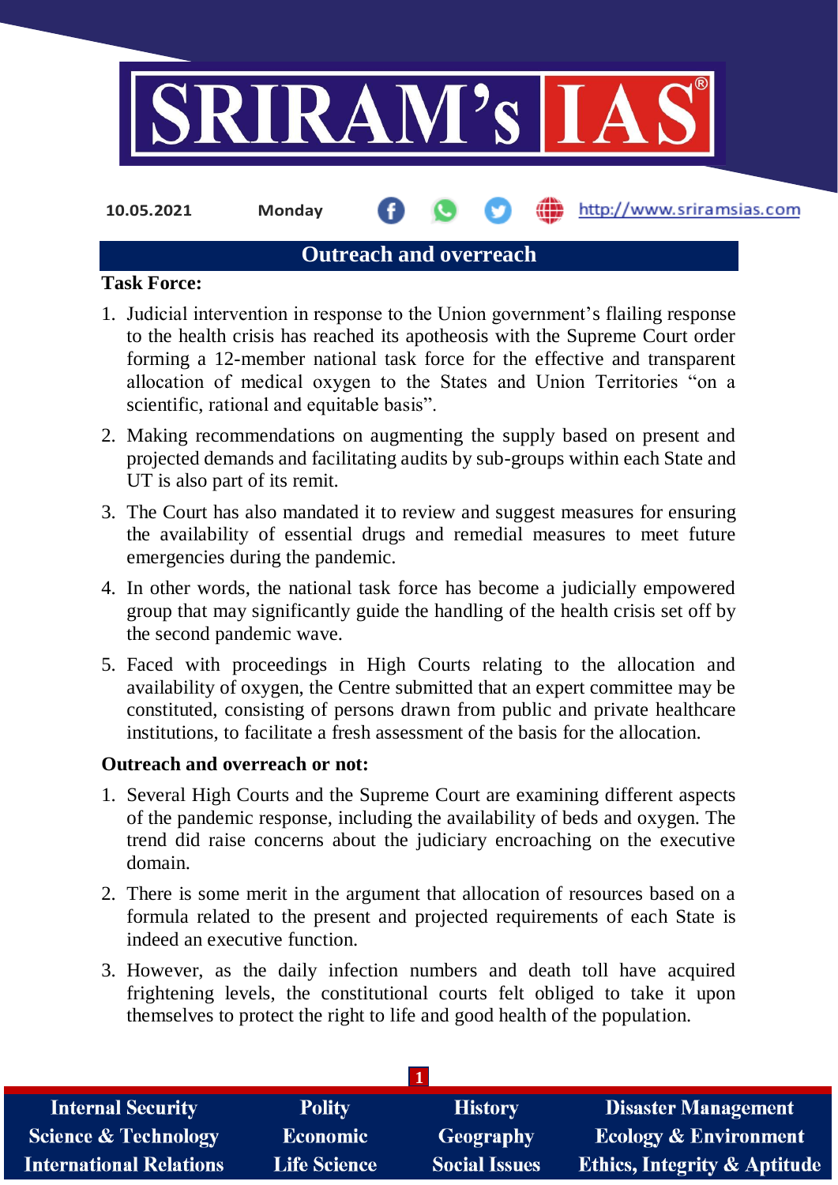10.05.2021 Monday http://www.sriramsias.com

## Outreach and overreach

**Task Force:**

1. Judicial intervention in response to the Union government's flailing response to the health crisis has reached its apotheosis with the Supreme Court order forming a 12-member national task force for the effective and transparent allocation of medical oxygen to the States and Union Territories "on a scientific, rational and equitable basis".
2. Making recommendations on augmenting the supply based on present and projected demands and facilitating audits by sub-groups within each State and UT is also part of its remit.
3. The Court has also mandated it to review and suggest measures for ensuring the availability of essential drugs and remedial measures to meet future emergencies during the pandemic.
4. In other words, the national task force has become a judicially empowered group that may significantly guide the handling of the health crisis set off by the second pandemic wave.
5. Faced with proceedings in High Courts relating to the allocation and availability of oxygen, the Centre submitted that an expert committee may be constituted, consisting of persons drawn from public and private healthcare institutions, to facilitate a fresh assessment of the basis for the allocation.

**Outreach and overreach or not:**

1. Several High Courts and the Supreme Court are examining different aspects of the pandemic response, including the availability of beds and oxygen. The trend did raise concerns about the judiciary encroaching on the executive domain.
2. There is some merit in the argument that allocation of resources based on a formula related to the present and projected requirements of each State is indeed an executive function.
3. However, as the daily infection numbers and death toll have acquired frightening levels, the constitutional courts felt obliged to take it upon themselves to protect the right to life and good health of the population.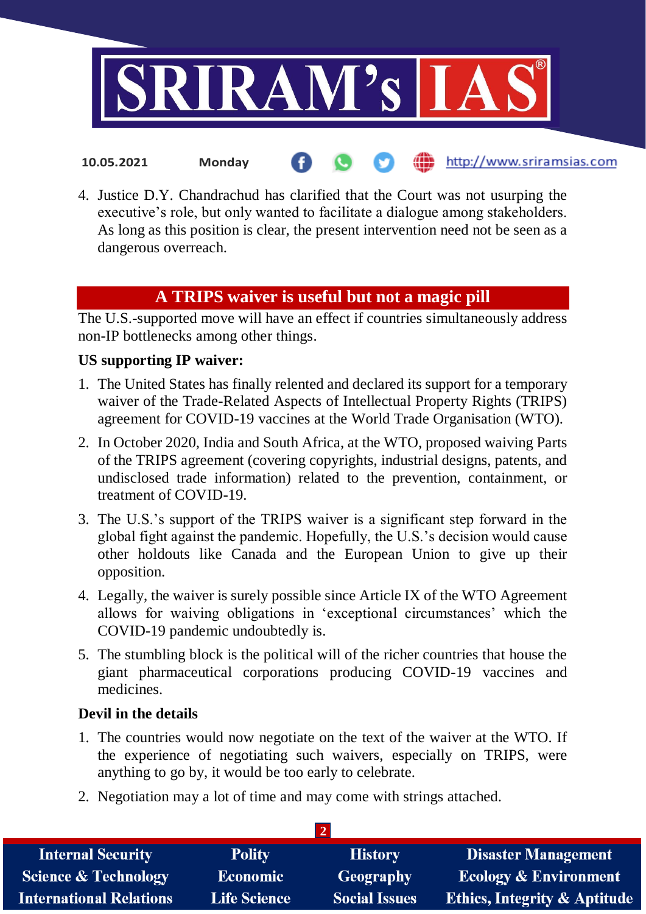4. Justice D.Y. Chandrachud has clarified that the Court was not usurping the executive's role, but only wanted to facilitate a dialogue among stakeholders. As long as this position is clear, the present intervention need not be seen as a dangerous overreach.

## A TRIPS waiver is useful but not a magic pill

The U.S.-supported move will have an effect if countries simultaneously address non-IP bottlenecks among other things.

**US supporting IP waiver:**

1. The United States has finally relented and declared its support for a temporary waiver of the Trade-Related Aspects of Intellectual Property Rights (TRIPS) agreement for COVID-19 vaccines at the World Trade Organisation (WTO).
2. In October 2020, India and South Africa, at the WTO, proposed waiving Parts of the TRIPS agreement (covering copyrights, industrial designs, patents, and undisclosed trade information) related to the prevention, containment, or treatment of COVID-19.
3. The U.S.'s support of the TRIPS waiver is a significant step forward in the global fight against the pandemic. Hopefully, the U.S.'s decision would cause other holdouts like Canada and the European Union to give up their opposition.
4. Legally, the waiver is surely possible since Article IX of the WTO Agreement allows for waiving obligations in 'exceptional circumstances' which the COVID-19 pandemic undoubtedly is.
5. The stumbling block is the political will of the richer countries that house the giant pharmaceutical corporations producing COVID-19 vaccines and medicines.

**Devil in the details**

1. The countries would now negotiate on the text of the waiver at the WTO. If the experience of negotiating such waivers, especially on TRIPS, were anything to go by, it would be too early to celebrate.
2. Negotiation may a lot of time and may come with strings attached.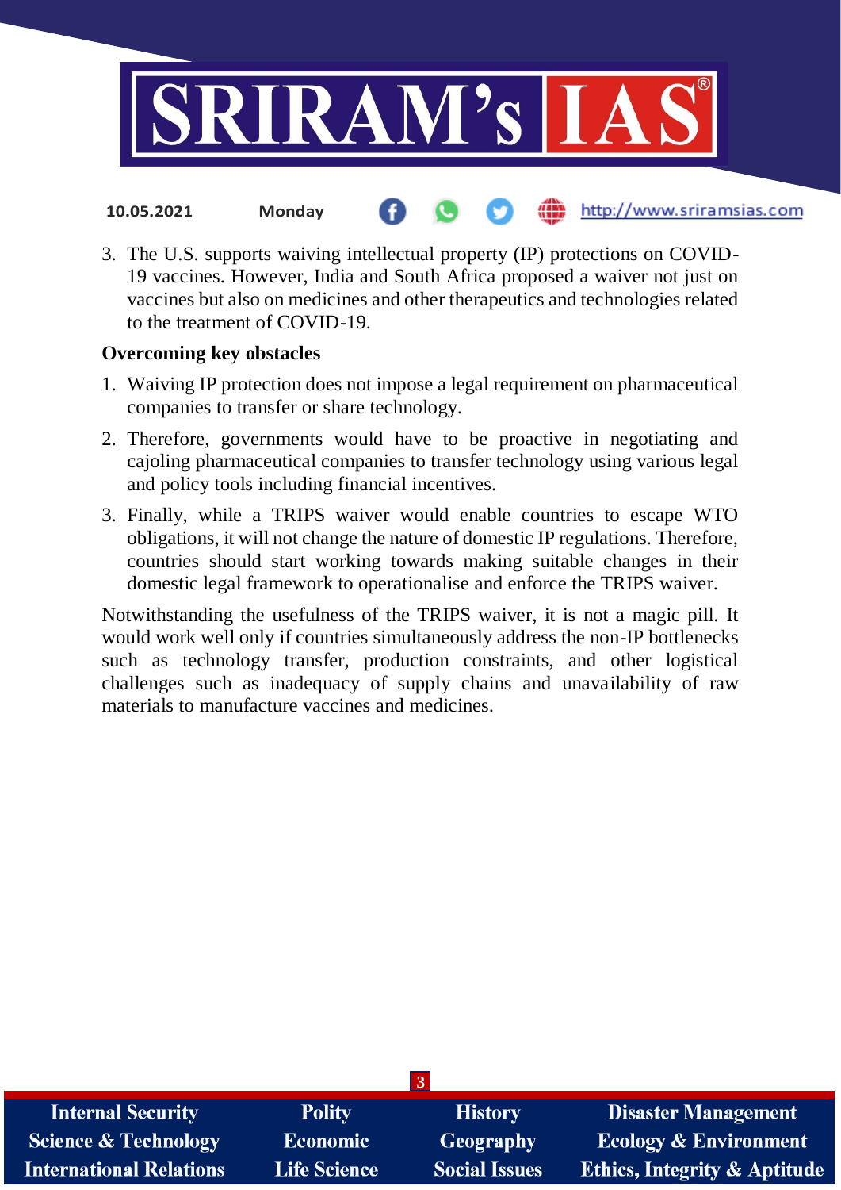3. The U.S. supports waiving intellectual property (IP) protections on COVID-19 vaccines. However, India and South Africa proposed a waiver not just on vaccines but also on medicines and other therapeutics and technologies related to the treatment of COVID-19.

**Overcoming key obstacles**

1. Waiving IP protection does not impose a legal requirement on pharmaceutical companies to transfer or share technology.
2. Therefore, governments would have to be proactive in negotiating and cajoling pharmaceutical companies to transfer technology using various legal and policy tools including financial incentives.
3. Finally, while a TRIPS waiver would enable countries to escape WTO obligations, it will not change the nature of domestic IP regulations. Therefore, countries should start working towards making suitable changes in their domestic legal framework to operationalise and enforce the TRIPS waiver.

Notwithstanding the usefulness of the TRIPS waiver, it is not a magic pill. It would work well only if countries simultaneously address the non-IP bottlenecks such as technology transfer, production constraints, and other logistical challenges such as inadequacy of supply chains and unavailability of raw materials to manufacture vaccines and medicines.